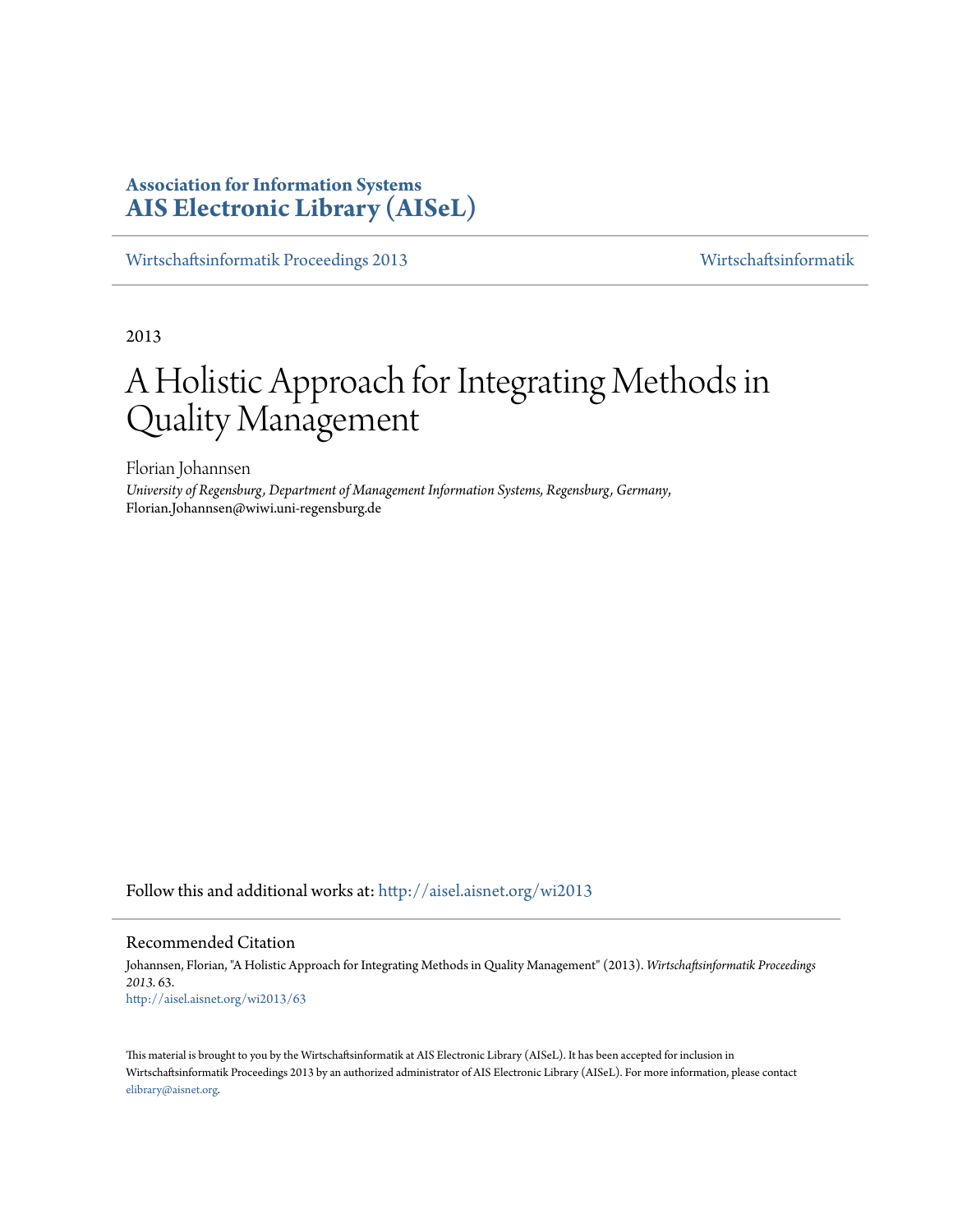**Association for Information Systems**
**AIS Electronic Library (AISeL)**

Wirtschaftsinformatik Proceedings 2013 — Wirtschaftsinformatik

2013

# A Holistic Approach for Integrating Methods in Quality Management

Florian Johannsen

*University of Regensburg, Department of Management Information Systems, Regensburg, Germany,*
Florian.Johannsen@wiwi.uni-regensburg.de

Follow this and additional works at: http://aisel.aisnet.org/wi2013

## Recommended Citation

Johannsen, Florian, "A Holistic Approach for Integrating Methods in Quality Management" (2013). *Wirtschaftsinformatik Proceedings 2013*. 63.
http://aisel.aisnet.org/wi2013/63

This material is brought to you by the Wirtschaftsinformatik at AIS Electronic Library (AISeL). It has been accepted for inclusion in Wirtschaftsinformatik Proceedings 2013 by an authorized administrator of AIS Electronic Library (AISeL). For more information, please contact elibrary@aisnet.org.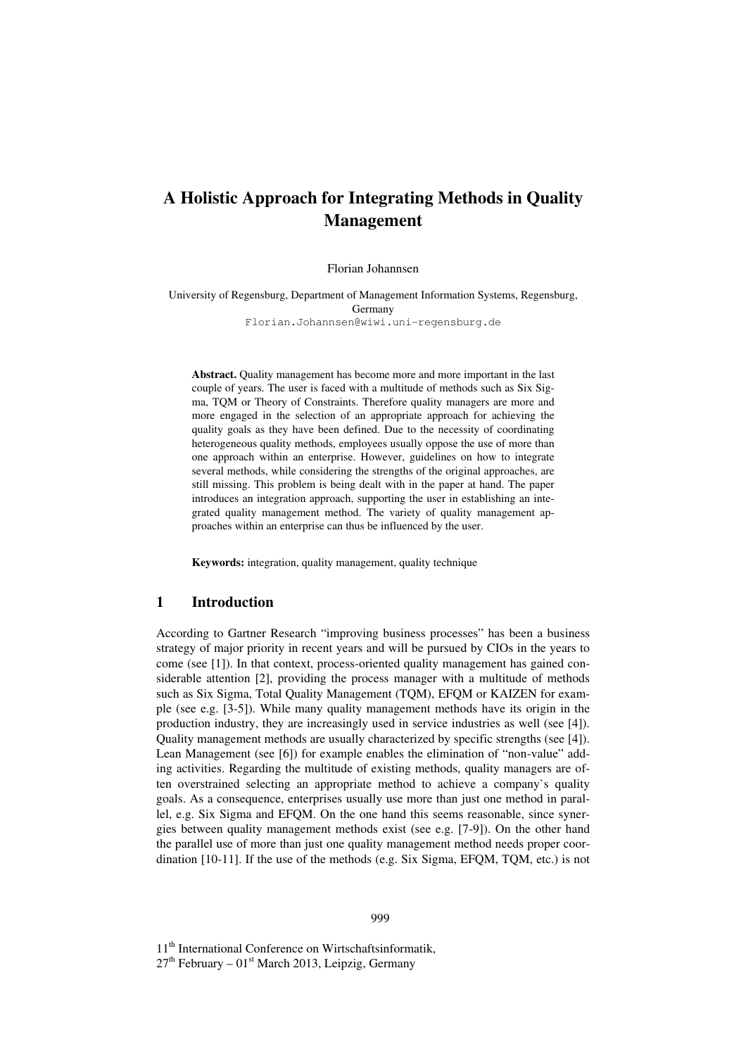# A Holistic Approach for Integrating Methods in Quality Management

Florian Johannsen

University of Regensburg, Department of Management Information Systems, Regensburg, Germany
Florian.Johannsen@wiwi.uni-regensburg.de

**Abstract.** Quality management has become more and more important in the last couple of years. The user is faced with a multitude of methods such as Six Sigma, TQM or Theory of Constraints. Therefore quality managers are more and more engaged in the selection of an appropriate approach for achieving the quality goals as they have been defined. Due to the necessity of coordinating heterogeneous quality methods, employees usually oppose the use of more than one approach within an enterprise. However, guidelines on how to integrate several methods, while considering the strengths of the original approaches, are still missing. This problem is being dealt with in the paper at hand. The paper introduces an integration approach, supporting the user in establishing an integrated quality management method. The variety of quality management approaches within an enterprise can thus be influenced by the user.

**Keywords:** integration, quality management, quality technique

## 1 Introduction

According to Gartner Research "improving business processes" has been a business strategy of major priority in recent years and will be pursued by CIOs in the years to come (see [1]). In that context, process-oriented quality management has gained considerable attention [2], providing the process manager with a multitude of methods such as Six Sigma, Total Quality Management (TQM), EFQM or KAIZEN for example (see e.g. [3-5]). While many quality management methods have its origin in the production industry, they are increasingly used in service industries as well (see [4]). Quality management methods are usually characterized by specific strengths (see [4]). Lean Management (see [6]) for example enables the elimination of "non-value" adding activities. Regarding the multitude of existing methods, quality managers are often overstrained selecting an appropriate method to achieve a company`s quality goals. As a consequence, enterprises usually use more than just one method in parallel, e.g. Six Sigma and EFQM. On the one hand this seems reasonable, since synergies between quality management methods exist (see e.g. [7-9]). On the other hand the parallel use of more than just one quality management method needs proper coordination [10-11]. If the use of the methods (e.g. Six Sigma, EFQM, TQM, etc.) is not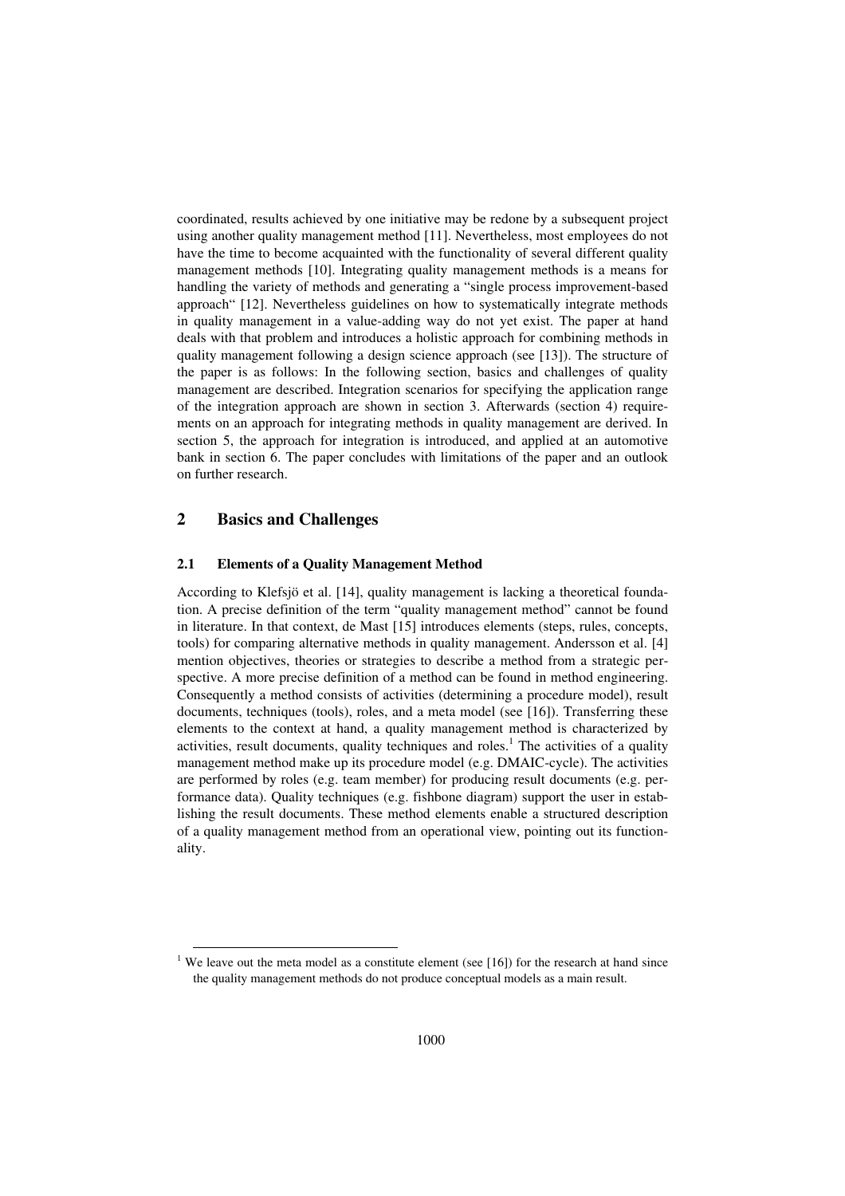coordinated, results achieved by one initiative may be redone by a subsequent project using another quality management method [11]. Nevertheless, most employees do not have the time to become acquainted with the functionality of several different quality management methods [10]. Integrating quality management methods is a means for handling the variety of methods and generating a "single process improvement-based approach" [12]. Nevertheless guidelines on how to systematically integrate methods in quality management in a value-adding way do not yet exist. The paper at hand deals with that problem and introduces a holistic approach for combining methods in quality management following a design science approach (see [13]). The structure of the paper is as follows: In the following section, basics and challenges of quality management are described. Integration scenarios for specifying the application range of the integration approach are shown in section 3. Afterwards (section 4) requirements on an approach for integrating methods in quality management are derived. In section 5, the approach for integration is introduced, and applied at an automotive bank in section 6. The paper concludes with limitations of the paper and an outlook on further research.

## 2 Basics and Challenges

### 2.1 Elements of a Quality Management Method

According to Klefsjö et al. [14], quality management is lacking a theoretical foundation. A precise definition of the term "quality management method" cannot be found in literature. In that context, de Mast [15] introduces elements (steps, rules, concepts, tools) for comparing alternative methods in quality management. Andersson et al. [4] mention objectives, theories or strategies to describe a method from a strategic perspective. A more precise definition of a method can be found in method engineering. Consequently a method consists of activities (determining a procedure model), result documents, techniques (tools), roles, and a meta model (see [16]). Transferring these elements to the context at hand, a quality management method is characterized by activities, result documents, quality techniques and roles.[1] The activities of a quality management method make up its procedure model (e.g. DMAIC-cycle). The activities are performed by roles (e.g. team member) for producing result documents (e.g. performance data). Quality techniques (e.g. fishbone diagram) support the user in establishing the result documents. These method elements enable a structured description of a quality management method from an operational view, pointing out its functionality.

[1] We leave out the meta model as a constitute element (see [16]) for the research at hand since the quality management methods do not produce conceptual models as a main result.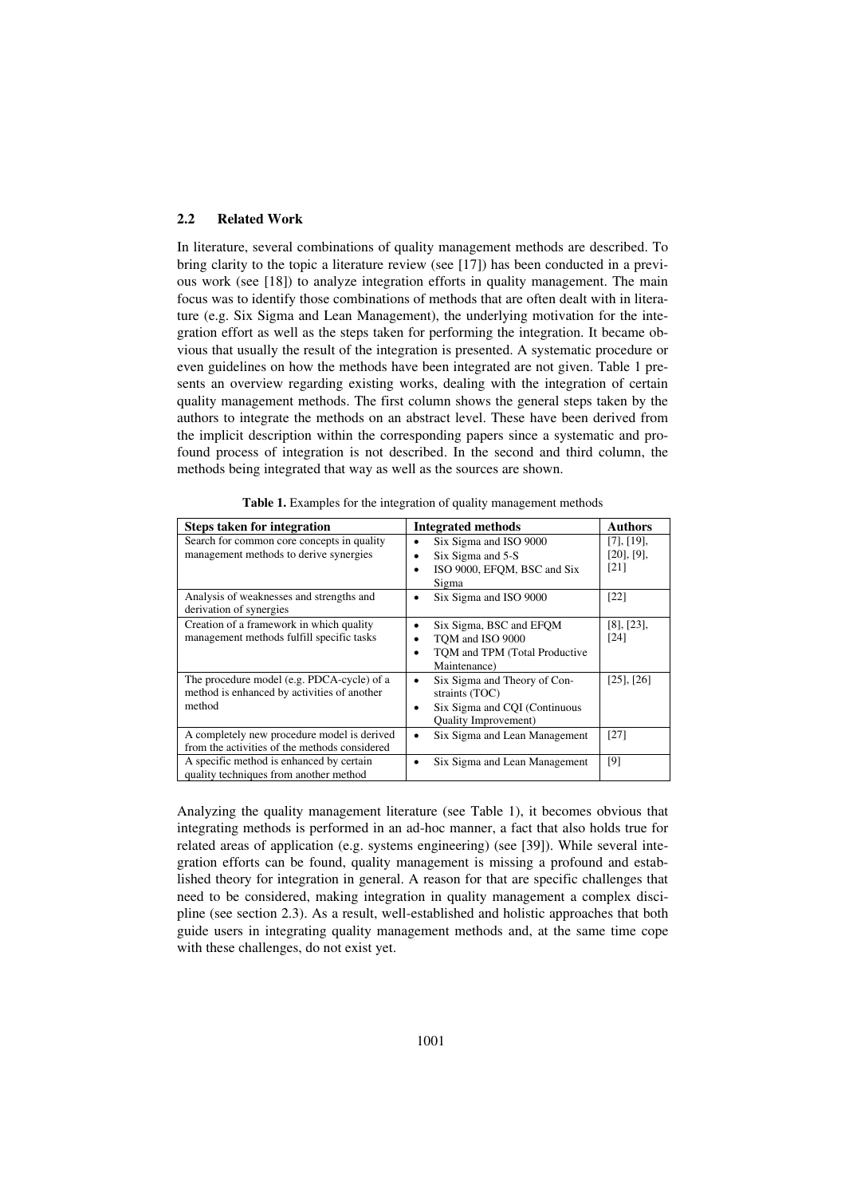### 2.2 Related Work

In literature, several combinations of quality management methods are described. To bring clarity to the topic a literature review (see [17]) has been conducted in a previous work (see [18]) to analyze integration efforts in quality management. The main focus was to identify those combinations of methods that are often dealt with in literature (e.g. Six Sigma and Lean Management), the underlying motivation for the integration effort as well as the steps taken for performing the integration. It became obvious that usually the result of the integration is presented. A systematic procedure or even guidelines on how the methods have been integrated are not given. Table 1 presents an overview regarding existing works, dealing with the integration of certain quality management methods. The first column shows the general steps taken by the authors to integrate the methods on an abstract level. These have been derived from the implicit description within the corresponding papers since a systematic and profound process of integration is not described. In the second and third column, the methods being integrated that way as well as the sources are shown.

**Table 1.** Examples for the integration of quality management methods

| Steps taken for integration | Integrated methods | Authors |
| --- | --- | --- |
| Search for common core concepts in quality management methods to derive synergies | • Six Sigma and ISO 9000<br>• Six Sigma and 5-S<br>• ISO 9000, EFQM, BSC and Six Sigma | [7], [19], [20], [9], [21] |
| Analysis of weaknesses and strengths and derivation of synergies | • Six Sigma and ISO 9000 | [22] |
| Creation of a framework in which quality management methods fulfill specific tasks | • Six Sigma, BSC and EFQM<br>• TQM and ISO 9000<br>• TQM and TPM (Total Productive Maintenance) | [8], [23], [24] |
| The procedure model (e.g. PDCA-cycle) of a method is enhanced by activities of another method | • Six Sigma and Theory of Constraints (TOC)<br>• Six Sigma and CQI (Continuous Quality Improvement) | [25], [26] |
| A completely new procedure model is derived from the activities of the methods considered | • Six Sigma and Lean Management | [27] |
| A specific method is enhanced by certain quality techniques from another method | • Six Sigma and Lean Management | [9] |

Analyzing the quality management literature (see Table 1), it becomes obvious that integrating methods is performed in an ad-hoc manner, a fact that also holds true for related areas of application (e.g. systems engineering) (see [39]). While several integration efforts can be found, quality management is missing a profound and established theory for integration in general. A reason for that are specific challenges that need to be considered, making integration in quality management a complex discipline (see section 2.3). As a result, well-established and holistic approaches that both guide users in integrating quality management methods and, at the same time cope with these challenges, do not exist yet.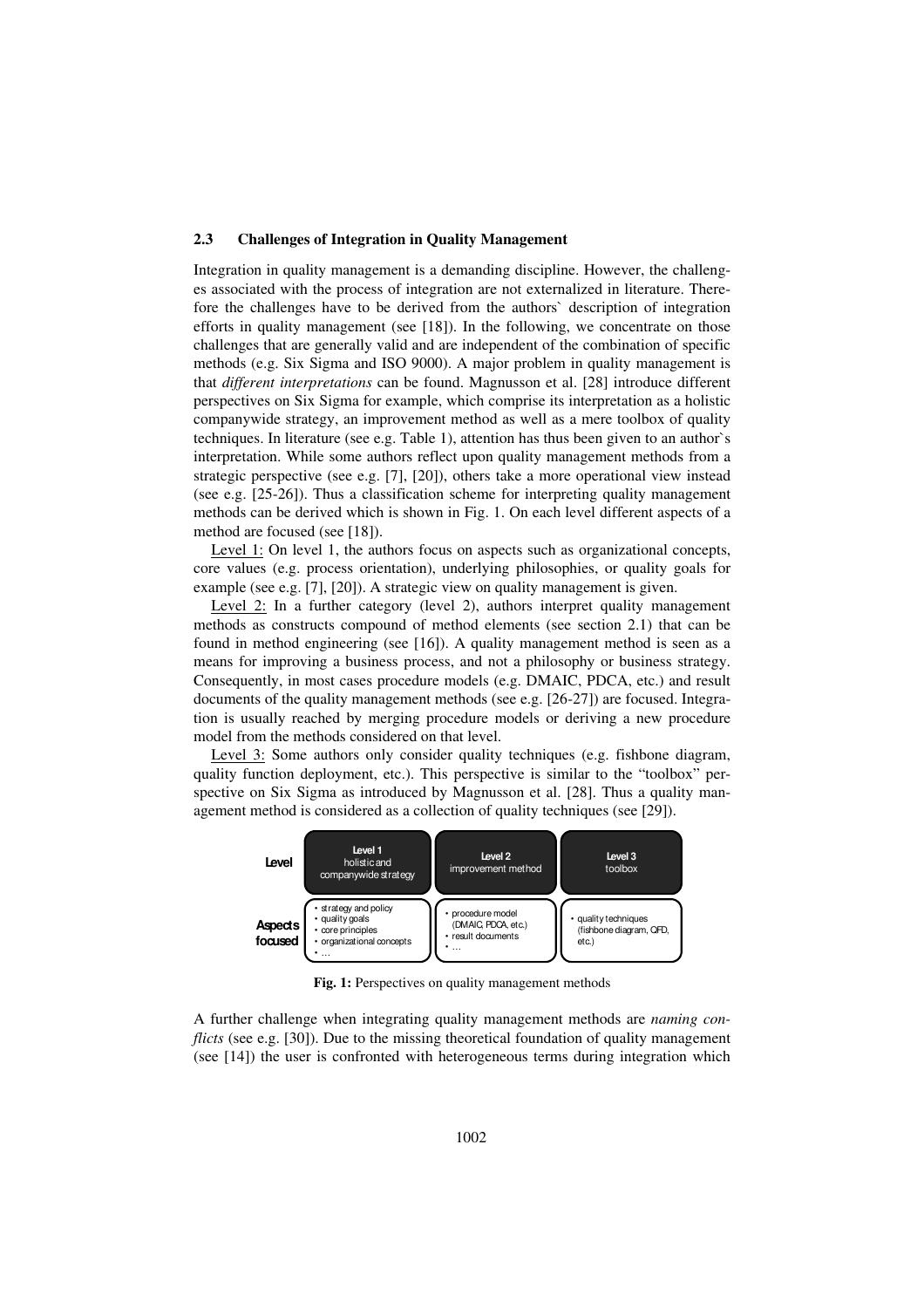### 2.3 Challenges of Integration in Quality Management

Integration in quality management is a demanding discipline. However, the challenges associated with the process of integration are not externalized in literature. Therefore the challenges have to be derived from the authors` description of integration efforts in quality management (see [18]). In the following, we concentrate on those challenges that are generally valid and are independent of the combination of specific methods (e.g. Six Sigma and ISO 9000). A major problem in quality management is that *different interpretations* can be found. Magnusson et al. [28] introduce different perspectives on Six Sigma for example, which comprise its interpretation as a holistic companywide strategy, an improvement method as well as a mere toolbox of quality techniques. In literature (see e.g. Table 1), attention has thus been given to an author`s interpretation. While some authors reflect upon quality management methods from a strategic perspective (see e.g. [7], [20]), others take a more operational view instead (see e.g. [25-26]). Thus a classification scheme for interpreting quality management methods can be derived which is shown in Fig. 1. On each level different aspects of a method are focused (see [18]).

Level 1: On level 1, the authors focus on aspects such as organizational concepts, core values (e.g. process orientation), underlying philosophies, or quality goals for example (see e.g. [7], [20]). A strategic view on quality management is given.

Level 2: In a further category (level 2), authors interpret quality management methods as constructs compound of method elements (see section 2.1) that can be found in method engineering (see [16]). A quality management method is seen as a means for improving a business process, and not a philosophy or business strategy. Consequently, in most cases procedure models (e.g. DMAIC, PDCA, etc.) and result documents of the quality management methods (see e.g. [26-27]) are focused. Integration is usually reached by merging procedure models or deriving a new procedure model from the methods considered on that level.

Level 3: Some authors only consider quality techniques (e.g. fishbone diagram, quality function deployment, etc.). This perspective is similar to the "toolbox" perspective on Six Sigma as introduced by Magnusson et al. [28]. Thus a quality management method is considered as a collection of quality techniques (see [29]).

| Level | Level 1 holistic and companywide strategy | Level 2 improvement method | Level 3 toolbox |
|---|---|---|---|
| Aspects focused | • strategy and policy<br>• quality goals<br>• core principles<br>• organizational concepts<br>• … | • procedure model (DMAIC, PDCA, etc.)<br>• result documents<br>• … | • quality techniques (fishbone diagram, QFD, etc.) |

**Fig. 1:** Perspectives on quality management methods

A further challenge when integrating quality management methods are *naming conflicts* (see e.g. [30]). Due to the missing theoretical foundation of quality management (see [14]) the user is confronted with heterogeneous terms during integration which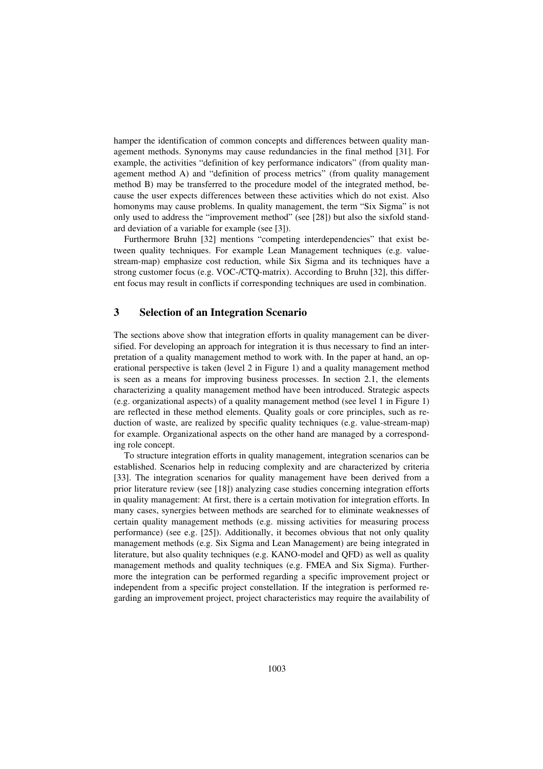hamper the identification of common concepts and differences between quality management methods. Synonyms may cause redundancies in the final method [31]. For example, the activities "definition of key performance indicators" (from quality management method A) and "definition of process metrics" (from quality management method B) may be transferred to the procedure model of the integrated method, because the user expects differences between these activities which do not exist. Also homonyms may cause problems. In quality management, the term "Six Sigma" is not only used to address the "improvement method" (see [28]) but also the sixfold standard deviation of a variable for example (see [3]).

Furthermore Bruhn [32] mentions "competing interdependencies" that exist between quality techniques. For example Lean Management techniques (e.g. value-stream-map) emphasize cost reduction, while Six Sigma and its techniques have a strong customer focus (e.g. VOC-/CTQ-matrix). According to Bruhn [32], this different focus may result in conflicts if corresponding techniques are used in combination.

## 3 Selection of an Integration Scenario

The sections above show that integration efforts in quality management can be diversified. For developing an approach for integration it is thus necessary to find an interpretation of a quality management method to work with. In the paper at hand, an operational perspective is taken (level 2 in Figure 1) and a quality management method is seen as a means for improving business processes. In section 2.1, the elements characterizing a quality management method have been introduced. Strategic aspects (e.g. organizational aspects) of a quality management method (see level 1 in Figure 1) are reflected in these method elements. Quality goals or core principles, such as reduction of waste, are realized by specific quality techniques (e.g. value-stream-map) for example. Organizational aspects on the other hand are managed by a corresponding role concept.

To structure integration efforts in quality management, integration scenarios can be established. Scenarios help in reducing complexity and are characterized by criteria [33]. The integration scenarios for quality management have been derived from a prior literature review (see [18]) analyzing case studies concerning integration efforts in quality management: At first, there is a certain motivation for integration efforts. In many cases, synergies between methods are searched for to eliminate weaknesses of certain quality management methods (e.g. missing activities for measuring process performance) (see e.g. [25]). Additionally, it becomes obvious that not only quality management methods (e.g. Six Sigma and Lean Management) are being integrated in literature, but also quality techniques (e.g. KANO-model and QFD) as well as quality management methods and quality techniques (e.g. FMEA and Six Sigma). Furthermore the integration can be performed regarding a specific improvement project or independent from a specific project constellation. If the integration is performed regarding an improvement project, project characteristics may require the availability of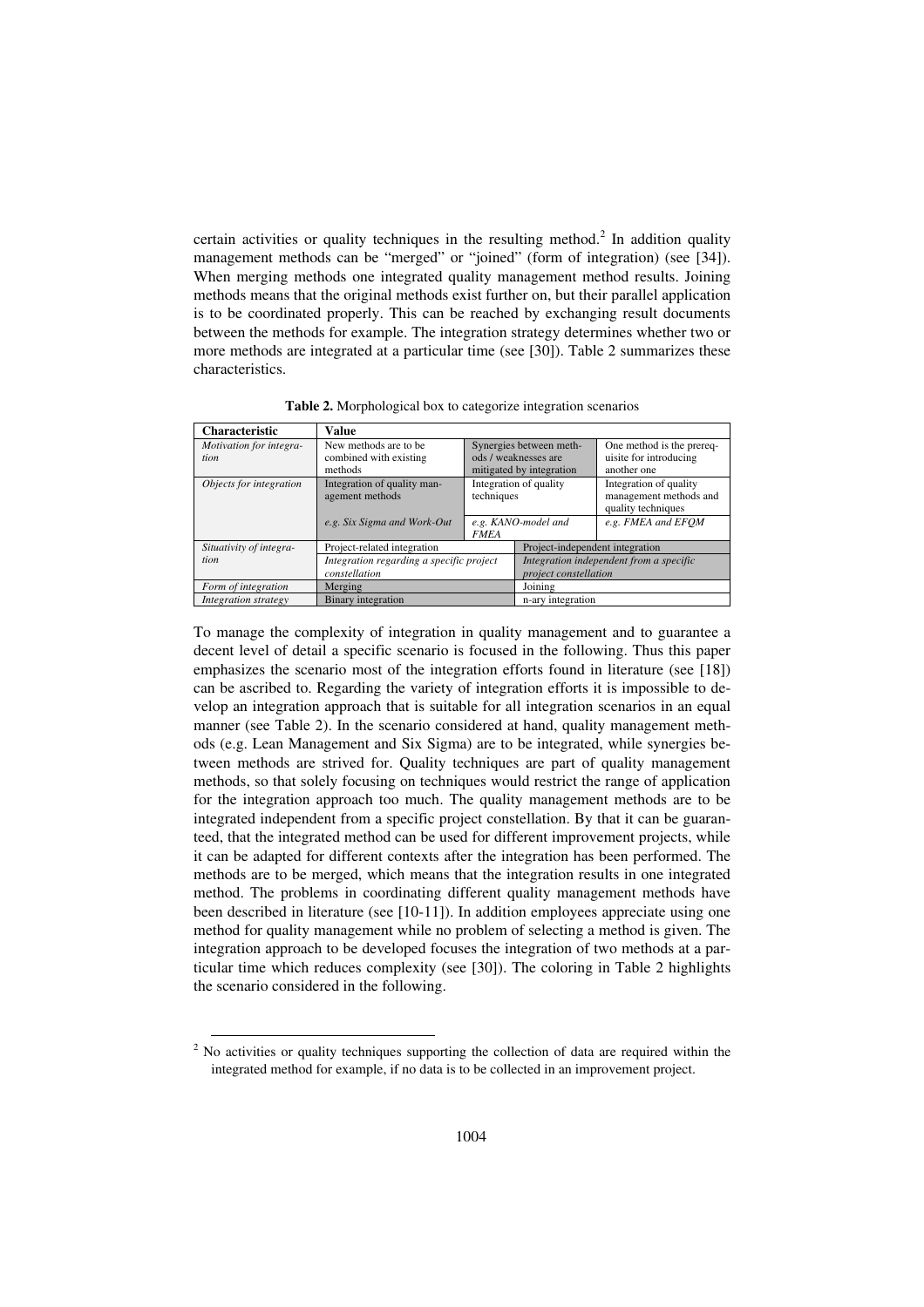certain activities or quality techniques in the resulting method.[2] In addition quality management methods can be "merged" or "joined" (form of integration) (see [34]). When merging methods one integrated quality management method results. Joining methods means that the original methods exist further on, but their parallel application is to be coordinated properly. This can be reached by exchanging result documents between the methods for example. The integration strategy determines whether two or more methods are integrated at a particular time (see [30]). Table 2 summarizes these characteristics.

**Table 2.** Morphological box to categorize integration scenarios

| Characteristic | Value | | |
|---|---|---|---|
| *Motivation for integration* | New methods are to be combined with existing methods | Synergies between methods / weaknesses are mitigated by integration | One method is the prerequisite for introducing another one |
| *Objects for integration* | Integration of quality management methods<br>*e.g. Six Sigma and Work-Out* | Integration of quality techniques<br>*e.g. KANO-model and FMEA* | Integration of quality management methods and quality techniques<br>*e.g. FMEA and EFQM* |
| *Situativity of integration* | Project-related integration<br>*Integration regarding a specific project constellation* | Project-independent integration<br>*Integration independent from a specific project constellation* | |
| *Form of integration* | Merging | Joining | |
| *Integration strategy* | Binary integration | n-ary integration | |

To manage the complexity of integration in quality management and to guarantee a decent level of detail a specific scenario is focused in the following. Thus this paper emphasizes the scenario most of the integration efforts found in literature (see [18]) can be ascribed to. Regarding the variety of integration efforts it is impossible to develop an integration approach that is suitable for all integration scenarios in an equal manner (see Table 2). In the scenario considered at hand, quality management methods (e.g. Lean Management and Six Sigma) are to be integrated, while synergies between methods are strived for. Quality techniques are part of quality management methods, so that solely focusing on techniques would restrict the range of application for the integration approach too much. The quality management methods are to be integrated independent from a specific project constellation. By that it can be guaranteed, that the integrated method can be used for different improvement projects, while it can be adapted for different contexts after the integration has been performed. The methods are to be merged, which means that the integration results in one integrated method. The problems in coordinating different quality management methods have been described in literature (see [10-11]). In addition employees appreciate using one method for quality management while no problem of selecting a method is given. The integration approach to be developed focuses the integration of two methods at a particular time which reduces complexity (see [30]). The coloring in Table 2 highlights the scenario considered in the following.

[2] No activities or quality techniques supporting the collection of data are required within the integrated method for example, if no data is to be collected in an improvement project.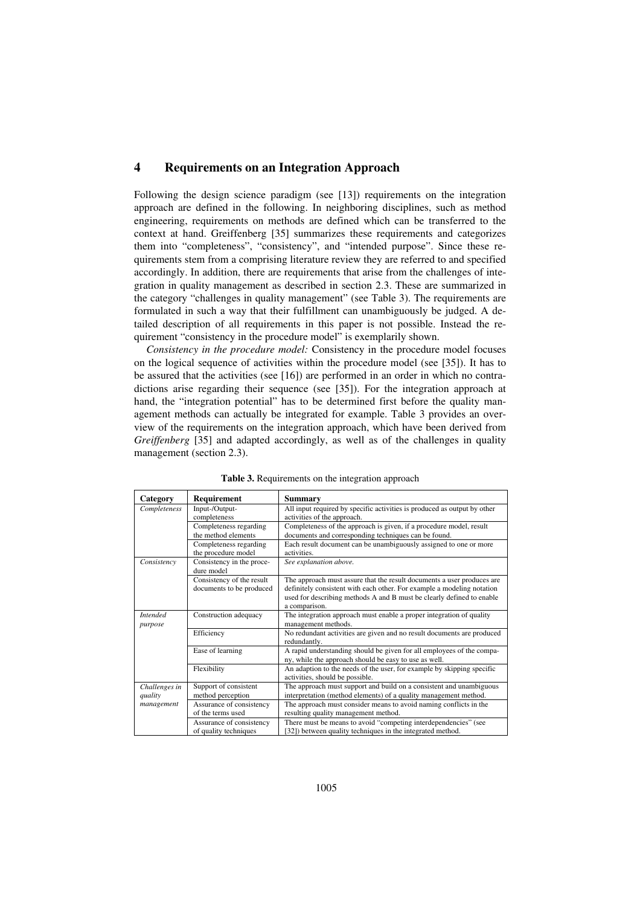## 4 Requirements on an Integration Approach

Following the design science paradigm (see [13]) requirements on the integration approach are defined in the following. In neighboring disciplines, such as method engineering, requirements on methods are defined which can be transferred to the context at hand. Greiffenberg [35] summarizes these requirements and categorizes them into "completeness", "consistency", and "intended purpose". Since these requirements stem from a comprising literature review they are referred to and specified accordingly. In addition, there are requirements that arise from the challenges of integration in quality management as described in section 2.3. These are summarized in the category "challenges in quality management" (see Table 3). The requirements are formulated in such a way that their fulfillment can unambiguously be judged. A detailed description of all requirements in this paper is not possible. Instead the requirement "consistency in the procedure model" is exemplarily shown.

*Consistency in the procedure model:* Consistency in the procedure model focuses on the logical sequence of activities within the procedure model (see [35]). It has to be assured that the activities (see [16]) are performed in an order in which no contradictions arise regarding their sequence (see [35]). For the integration approach at hand, the "integration potential" has to be determined first before the quality management methods can actually be integrated for example. Table 3 provides an overview of the requirements on the integration approach, which have been derived from *Greiffenberg* [35] and adapted accordingly, as well as of the challenges in quality management (section 2.3).

**Table 3.** Requirements on the integration approach

| Category | Requirement | Summary |
|---|---|---|
| *Completeness* | Input-/Output-completeness | All input required by specific activities is produced as output by other activities of the approach. |
| | Completeness regarding the method elements | Completeness of the approach is given, if a procedure model, result documents and corresponding techniques can be found. |
| | Completeness regarding the procedure model | Each result document can be unambiguously assigned to one or more activities. |
| *Consistency* | Consistency in the procedure model | *See explanation above.* |
| | Consistency of the result documents to be produced | The approach must assure that the result documents a user produces are definitely consistent with each other. For example a modeling notation used for describing methods A and B must be clearly defined to enable a comparison. |
| *Intended purpose* | Construction adequacy | The integration approach must enable a proper integration of quality management methods. |
| | Efficiency | No redundant activities are given and no result documents are produced redundantly. |
| | Ease of learning | A rapid understanding should be given for all employees of the company, while the approach should be easy to use as well. |
| | Flexibility | An adaption to the needs of the user, for example by skipping specific activities, should be possible. |
| *Challenges in quality management* | Support of consistent method perception | The approach must support and build on a consistent and unambiguous interpretation (method elements) of a quality management method. |
| | Assurance of consistency of the terms used | The approach must consider means to avoid naming conflicts in the resulting quality management method. |
| | Assurance of consistency of quality techniques | There must be means to avoid "competing interdependencies" (see [32]) between quality techniques in the integrated method. |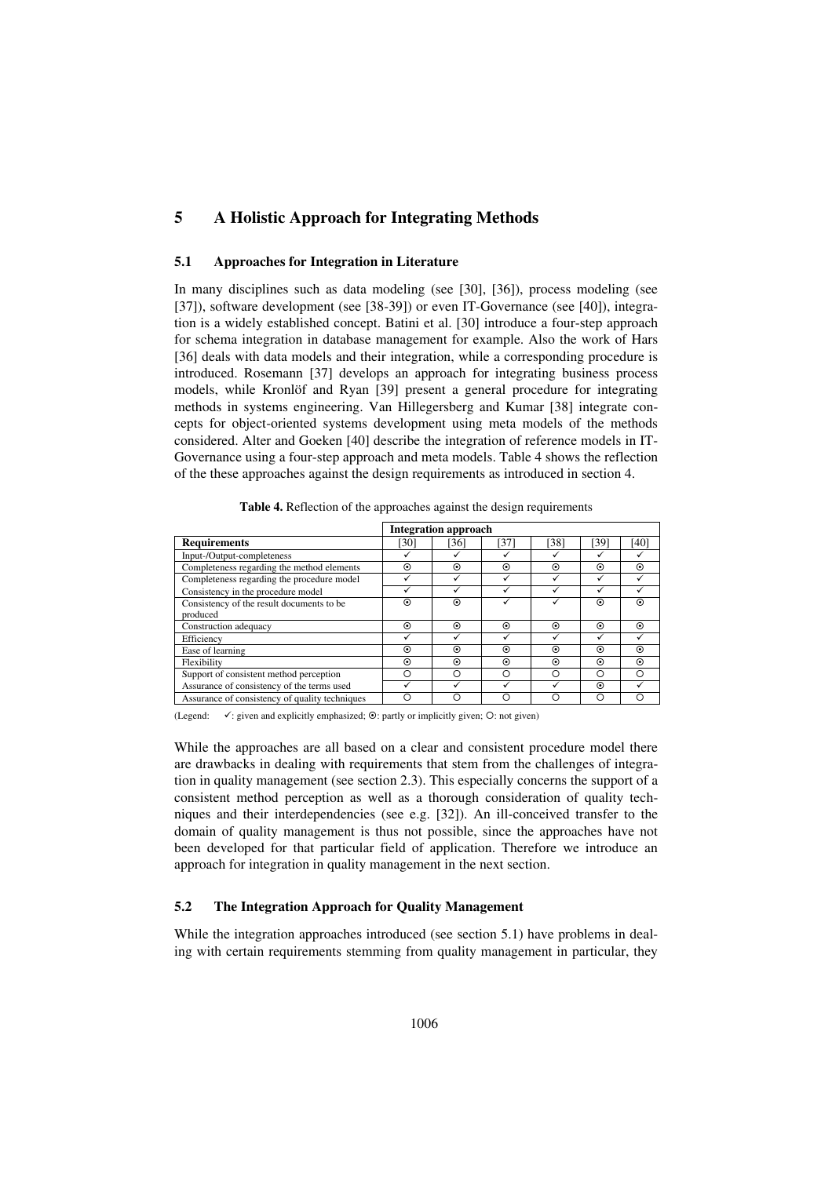## 5 A Holistic Approach for Integrating Methods

### 5.1 Approaches for Integration in Literature

In many disciplines such as data modeling (see [30], [36]), process modeling (see [37]), software development (see [38-39]) or even IT-Governance (see [40]), integration is a widely established concept. Batini et al. [30] introduce a four-step approach for schema integration in database management for example. Also the work of Hars [36] deals with data models and their integration, while a corresponding procedure is introduced. Rosemann [37] develops an approach for integrating business process models, while Kronlöf and Ryan [39] present a general procedure for integrating methods in systems engineering. Van Hillegersberg and Kumar [38] integrate concepts for object-oriented systems development using meta models of the methods considered. Alter and Goeken [40] describe the integration of reference models in IT-Governance using a four-step approach and meta models. Table 4 shows the reflection of the these approaches against the design requirements as introduced in section 4.

**Table 4.** Reflection of the approaches against the design requirements

| | Integration approach | | | | | |
|---|---|---|---|---|---|---|
| **Requirements** | [30] | [36] | [37] | [38] | [39] | [40] |
| Input-/Output-completeness | ✓ | ✓ | ✓ | ✓ | ✓ | ✓ |
| Completeness regarding the method elements | ⊙ | ⊙ | ⊙ | ⊙ | ⊙ | ⊙ |
| Completeness regarding the procedure model | ✓ | ✓ | ✓ | ✓ | ✓ | ✓ |
| Consistency in the procedure model | ✓ | ✓ | ✓ | ✓ | ✓ | ✓ |
| Consistency of the result documents to be produced | ⊙ | ⊙ | ✓ | ✓ | ⊙ | ⊙ |
| Construction adequacy | ⊙ | ⊙ | ⊙ | ⊙ | ⊙ | ⊙ |
| Efficiency | ✓ | ✓ | ✓ | ✓ | ✓ | ✓ |
| Ease of learning | ⊙ | ⊙ | ⊙ | ⊙ | ⊙ | ⊙ |
| Flexibility | ⊙ | ⊙ | ⊙ | ⊙ | ⊙ | ⊙ |
| Support of consistent method perception | ○ | ○ | ○ | ○ | ○ | ○ |
| Assurance of consistency of the terms used | ✓ | ✓ | ✓ | ✓ | ⊙ | ✓ |
| Assurance of consistency of quality techniques | ○ | ○ | ○ | ○ | ○ | ○ |

(Legend: ✓: given and explicitly emphasized; ⊙: partly or implicitly given; ○: not given)

While the approaches are all based on a clear and consistent procedure model there are drawbacks in dealing with requirements that stem from the challenges of integration in quality management (see section 2.3). This especially concerns the support of a consistent method perception as well as a thorough consideration of quality techniques and their interdependencies (see e.g. [32]). An ill-conceived transfer to the domain of quality management is thus not possible, since the approaches have not been developed for that particular field of application. Therefore we introduce an approach for integration in quality management in the next section.

### 5.2 The Integration Approach for Quality Management

While the integration approaches introduced (see section 5.1) have problems in dealing with certain requirements stemming from quality management in particular, they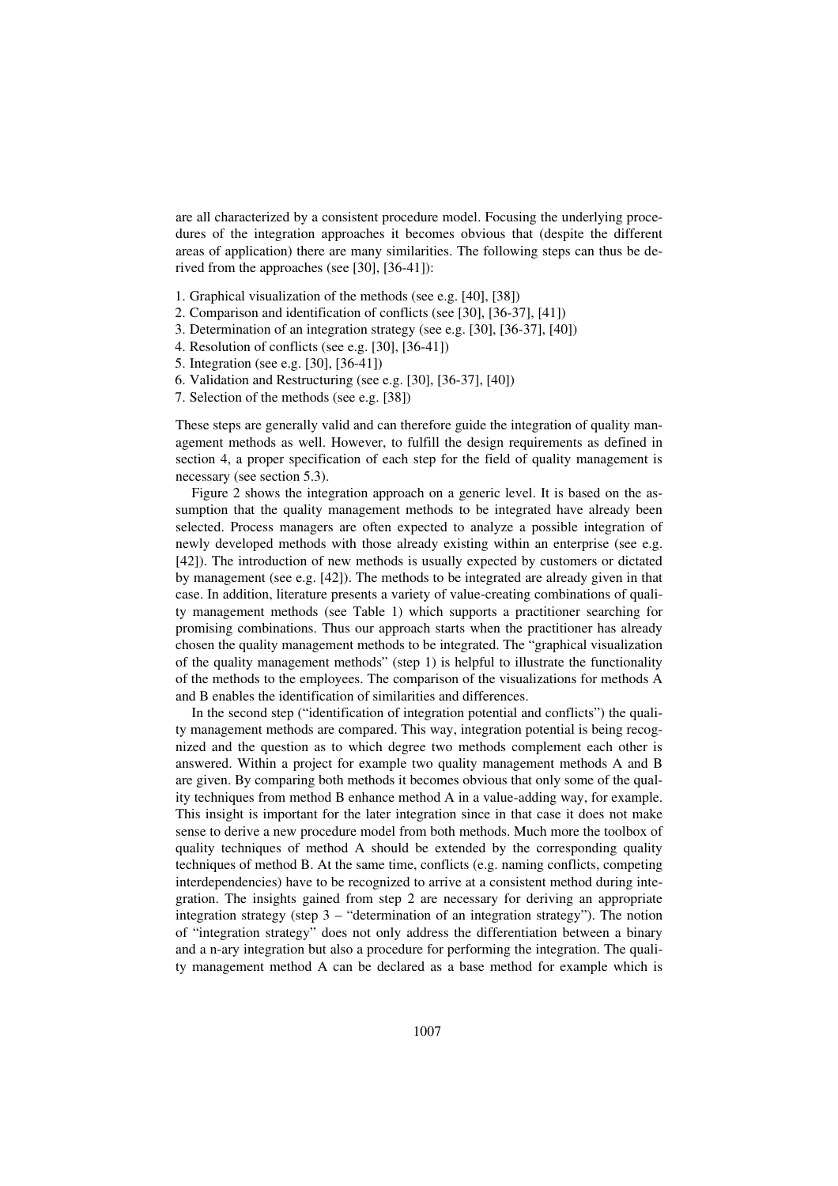are all characterized by a consistent procedure model. Focusing the underlying procedures of the integration approaches it becomes obvious that (despite the different areas of application) there are many similarities. The following steps can thus be derived from the approaches (see [30], [36-41]):

1. Graphical visualization of the methods (see e.g. [40], [38])
2. Comparison and identification of conflicts (see [30], [36-37], [41])
3. Determination of an integration strategy (see e.g. [30], [36-37], [40])
4. Resolution of conflicts (see e.g. [30], [36-41])
5. Integration (see e.g. [30], [36-41])
6. Validation and Restructuring (see e.g. [30], [36-37], [40])
7. Selection of the methods (see e.g. [38])

These steps are generally valid and can therefore guide the integration of quality management methods as well. However, to fulfill the design requirements as defined in section 4, a proper specification of each step for the field of quality management is necessary (see section 5.3).

Figure 2 shows the integration approach on a generic level. It is based on the assumption that the quality management methods to be integrated have already been selected. Process managers are often expected to analyze a possible integration of newly developed methods with those already existing within an enterprise (see e.g. [42]). The introduction of new methods is usually expected by customers or dictated by management (see e.g. [42]). The methods to be integrated are already given in that case. In addition, literature presents a variety of value-creating combinations of quality management methods (see Table 1) which supports a practitioner searching for promising combinations. Thus our approach starts when the practitioner has already chosen the quality management methods to be integrated. The "graphical visualization of the quality management methods" (step 1) is helpful to illustrate the functionality of the methods to the employees. The comparison of the visualizations for methods A and B enables the identification of similarities and differences.

In the second step ("identification of integration potential and conflicts") the quality management methods are compared. This way, integration potential is being recognized and the question as to which degree two methods complement each other is answered. Within a project for example two quality management methods A and B are given. By comparing both methods it becomes obvious that only some of the quality techniques from method B enhance method A in a value-adding way, for example. This insight is important for the later integration since in that case it does not make sense to derive a new procedure model from both methods. Much more the toolbox of quality techniques of method A should be extended by the corresponding quality techniques of method B. At the same time, conflicts (e.g. naming conflicts, competing interdependencies) have to be recognized to arrive at a consistent method during integration. The insights gained from step 2 are necessary for deriving an appropriate integration strategy (step 3 – "determination of an integration strategy"). The notion of "integration strategy" does not only address the differentiation between a binary and a n-ary integration but also a procedure for performing the integration. The quality management method A can be declared as a base method for example which is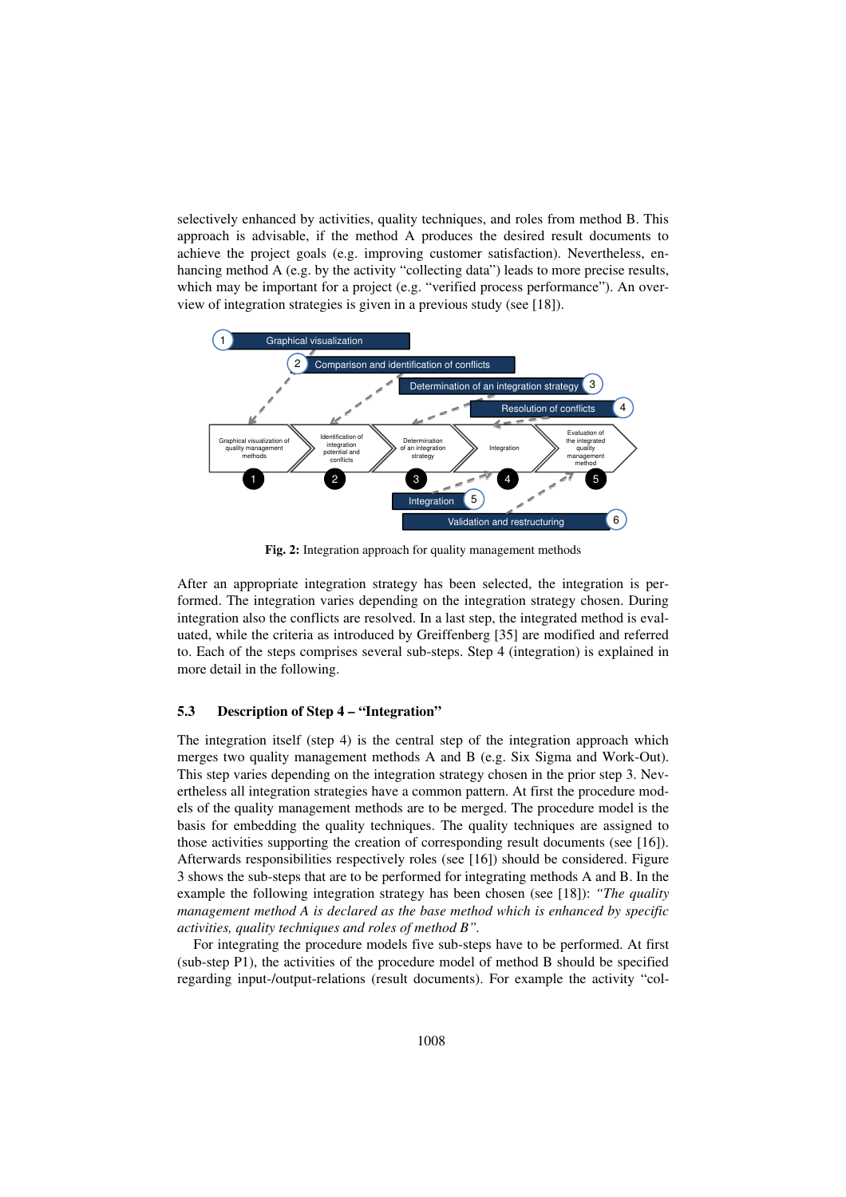selectively enhanced by activities, quality techniques, and roles from method B. This approach is advisable, if the method A produces the desired result documents to achieve the project goals (e.g. improving customer satisfaction). Nevertheless, enhancing method A (e.g. by the activity "collecting data") leads to more precise results, which may be important for a project (e.g. "verified process performance"). An overview of integration strategies is given in a previous study (see [18]).

**Fig. 2:** Integration approach for quality management methods

After an appropriate integration strategy has been selected, the integration is performed. The integration varies depending on the integration strategy chosen. During integration also the conflicts are resolved. In a last step, the integrated method is evaluated, while the criteria as introduced by Greiffenberg [35] are modified and referred to. Each of the steps comprises several sub-steps. Step 4 (integration) is explained in more detail in the following.

### 5.3 Description of Step 4 – "Integration"

The integration itself (step 4) is the central step of the integration approach which merges two quality management methods A and B (e.g. Six Sigma and Work-Out). This step varies depending on the integration strategy chosen in the prior step 3. Nevertheless all integration strategies have a common pattern. At first the procedure models of the quality management methods are to be merged. The procedure model is the basis for embedding the quality techniques. The quality techniques are assigned to those activities supporting the creation of corresponding result documents (see [16]). Afterwards responsibilities respectively roles (see [16]) should be considered. Figure 3 shows the sub-steps that are to be performed for integrating methods A and B. In the example the following integration strategy has been chosen (see [18]): *"The quality management method A is declared as the base method which is enhanced by specific activities, quality techniques and roles of method B".*

For integrating the procedure models five sub-steps have to be performed. At first (sub-step P1), the activities of the procedure model of method B should be specified regarding input-/output-relations (result documents). For example the activity "col-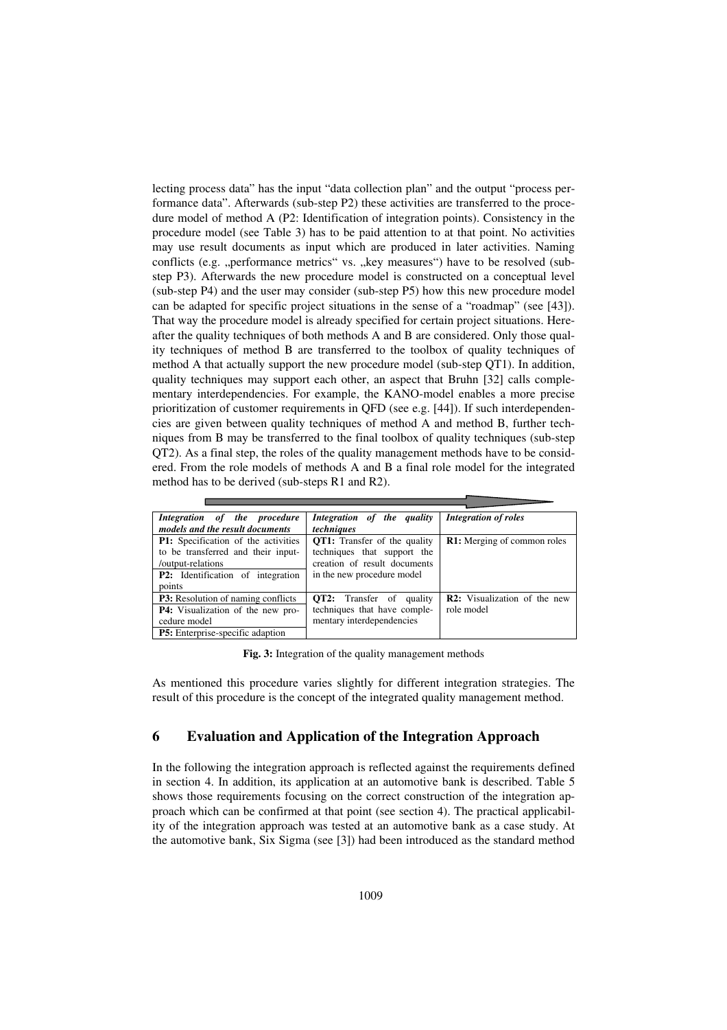lecting process data" has the input "data collection plan" and the output "process performance data". Afterwards (sub-step P2) these activities are transferred to the procedure model of method A (P2: Identification of integration points). Consistency in the procedure model (see Table 3) has to be paid attention to at that point. No activities may use result documents as input which are produced in later activities. Naming conflicts (e.g. „performance metrics" vs. „key measures") have to be resolved (sub-step P3). Afterwards the new procedure model is constructed on a conceptual level (sub-step P4) and the user may consider (sub-step P5) how this new procedure model can be adapted for specific project situations in the sense of a "roadmap" (see [43]). That way the procedure model is already specified for certain project situations. Hereafter the quality techniques of both methods A and B are considered. Only those quality techniques of method B are transferred to the toolbox of quality techniques of method A that actually support the new procedure model (sub-step QT1). In addition, quality techniques may support each other, an aspect that Bruhn [32] calls complementary interdependencies. For example, the KANO-model enables a more precise prioritization of customer requirements in QFD (see e.g. [44]). If such interdependencies are given between quality techniques of method A and method B, further techniques from B may be transferred to the final toolbox of quality techniques (sub-step QT2). As a final step, the roles of the quality management methods have to be considered. From the role models of methods A and B a final role model for the integrated method has to be derived (sub-steps R1 and R2).

| *Integration of the procedure models and the result documents* | *Integration of the quality techniques* | *Integration of roles* |
|---|---|---|
| **P1:** Specification of the activities to be transferred and their input-/output-relations<br>**P2:** Identification of integration points | **QT1:** Transfer of the quality techniques that support the creation of result documents in the new procedure model | **R1:** Merging of common roles |
| **P3:** Resolution of naming conflicts<br>**P4:** Visualization of the new procedure model<br>**P5:** Enterprise-specific adaption | **QT2:** Transfer of quality techniques that have complementary interdependencies | **R2:** Visualization of the new role model |

**Fig. 3:** Integration of the quality management methods

As mentioned this procedure varies slightly for different integration strategies. The result of this procedure is the concept of the integrated quality management method.

## 6 Evaluation and Application of the Integration Approach

In the following the integration approach is reflected against the requirements defined in section 4. In addition, its application at an automotive bank is described. Table 5 shows those requirements focusing on the correct construction of the integration approach which can be confirmed at that point (see section 4). The practical applicability of the integration approach was tested at an automotive bank as a case study. At the automotive bank, Six Sigma (see [3]) had been introduced as the standard method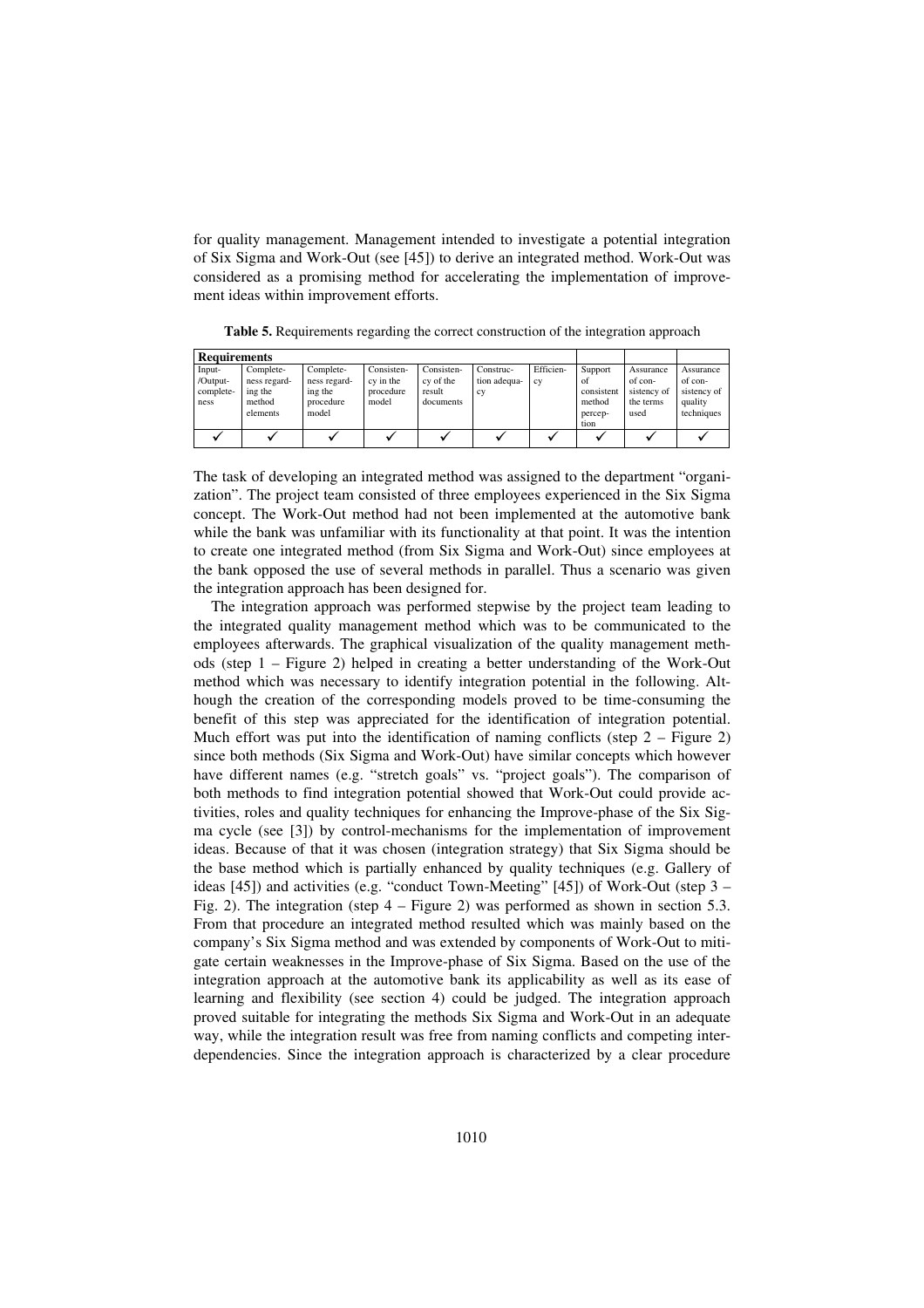for quality management. Management intended to investigate a potential integration of Six Sigma and Work-Out (see [45]) to derive an integrated method. Work-Out was considered as a promising method for accelerating the implementation of improvement ideas within improvement efforts.

**Table 5.** Requirements regarding the correct construction of the integration approach

| Requirements | | | | | | | | | |
|---|---|---|---|---|---|---|---|---|---|
| Input-/Output-completeness | Completeness regarding the method elements | Completeness regarding the procedure model | Consistency in the procedure model | Consistency of the result documents | Construction adequacy | Efficiency | Support of consistent method perception | Assurance of consistency of the terms used | Assurance of consistency of quality techniques |
| ✓ | ✓ | ✓ | ✓ | ✓ | ✓ | ✓ | ✓ | ✓ | ✓ |

The task of developing an integrated method was assigned to the department "organization". The project team consisted of three employees experienced in the Six Sigma concept. The Work-Out method had not been implemented at the automotive bank while the bank was unfamiliar with its functionality at that point. It was the intention to create one integrated method (from Six Sigma and Work-Out) since employees at the bank opposed the use of several methods in parallel. Thus a scenario was given the integration approach has been designed for.

The integration approach was performed stepwise by the project team leading to the integrated quality management method which was to be communicated to the employees afterwards. The graphical visualization of the quality management methods (step 1 – Figure 2) helped in creating a better understanding of the Work-Out method which was necessary to identify integration potential in the following. Although the creation of the corresponding models proved to be time-consuming the benefit of this step was appreciated for the identification of integration potential. Much effort was put into the identification of naming conflicts (step 2 – Figure 2) since both methods (Six Sigma and Work-Out) have similar concepts which however have different names (e.g. "stretch goals" vs. "project goals"). The comparison of both methods to find integration potential showed that Work-Out could provide activities, roles and quality techniques for enhancing the Improve-phase of the Six Sigma cycle (see [3]) by control-mechanisms for the implementation of improvement ideas. Because of that it was chosen (integration strategy) that Six Sigma should be the base method which is partially enhanced by quality techniques (e.g. Gallery of ideas [45]) and activities (e.g. "conduct Town-Meeting" [45]) of Work-Out (step 3 – Fig. 2). The integration (step 4 – Figure 2) was performed as shown in section 5.3. From that procedure an integrated method resulted which was mainly based on the company's Six Sigma method and was extended by components of Work-Out to mitigate certain weaknesses in the Improve-phase of Six Sigma. Based on the use of the integration approach at the automotive bank its applicability as well as its ease of learning and flexibility (see section 4) could be judged. The integration approach proved suitable for integrating the methods Six Sigma and Work-Out in an adequate way, while the integration result was free from naming conflicts and competing interdependencies. Since the integration approach is characterized by a clear procedure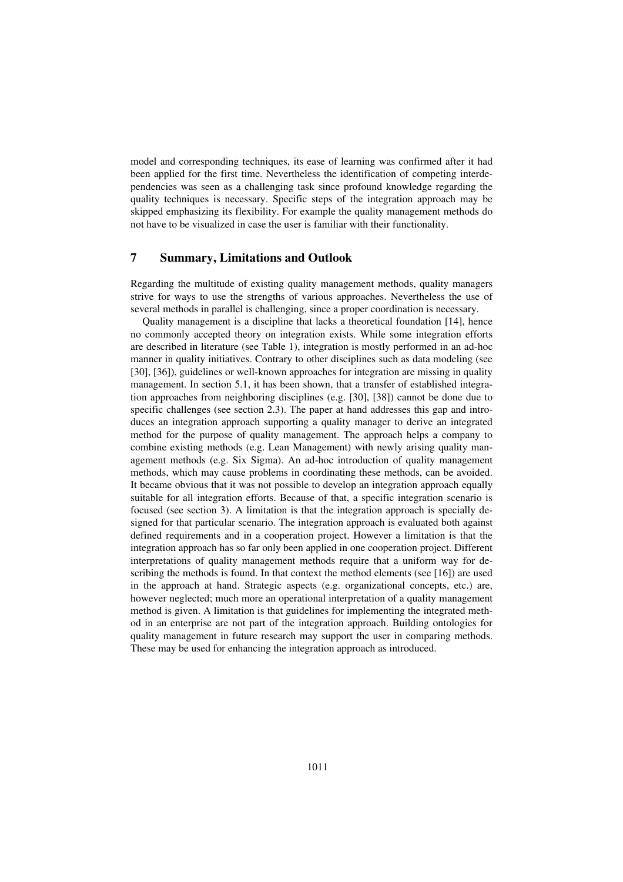model and corresponding techniques, its ease of learning was confirmed after it had been applied for the first time. Nevertheless the identification of competing interdependencies was seen as a challenging task since profound knowledge regarding the quality techniques is necessary. Specific steps of the integration approach may be skipped emphasizing its flexibility. For example the quality management methods do not have to be visualized in case the user is familiar with their functionality.

## 7 Summary, Limitations and Outlook

Regarding the multitude of existing quality management methods, quality managers strive for ways to use the strengths of various approaches. Nevertheless the use of several methods in parallel is challenging, since a proper coordination is necessary.

Quality management is a discipline that lacks a theoretical foundation [14], hence no commonly accepted theory on integration exists. While some integration efforts are described in literature (see Table 1), integration is mostly performed in an ad-hoc manner in quality initiatives. Contrary to other disciplines such as data modeling (see [30], [36]), guidelines or well-known approaches for integration are missing in quality management. In section 5.1, it has been shown, that a transfer of established integration approaches from neighboring disciplines (e.g. [30], [38]) cannot be done due to specific challenges (see section 2.3). The paper at hand addresses this gap and introduces an integration approach supporting a quality manager to derive an integrated method for the purpose of quality management. The approach helps a company to combine existing methods (e.g. Lean Management) with newly arising quality management methods (e.g. Six Sigma). An ad-hoc introduction of quality management methods, which may cause problems in coordinating these methods, can be avoided. It became obvious that it was not possible to develop an integration approach equally suitable for all integration efforts. Because of that, a specific integration scenario is focused (see section 3). A limitation is that the integration approach is specially designed for that particular scenario. The integration approach is evaluated both against defined requirements and in a cooperation project. However a limitation is that the integration approach has so far only been applied in one cooperation project. Different interpretations of quality management methods require that a uniform way for describing the methods is found. In that context the method elements (see [16]) are used in the approach at hand. Strategic aspects (e.g. organizational concepts, etc.) are, however neglected; much more an operational interpretation of a quality management method is given. A limitation is that guidelines for implementing the integrated method in an enterprise are not part of the integration approach. Building ontologies for quality management in future research may support the user in comparing methods. These may be used for enhancing the integration approach as introduced.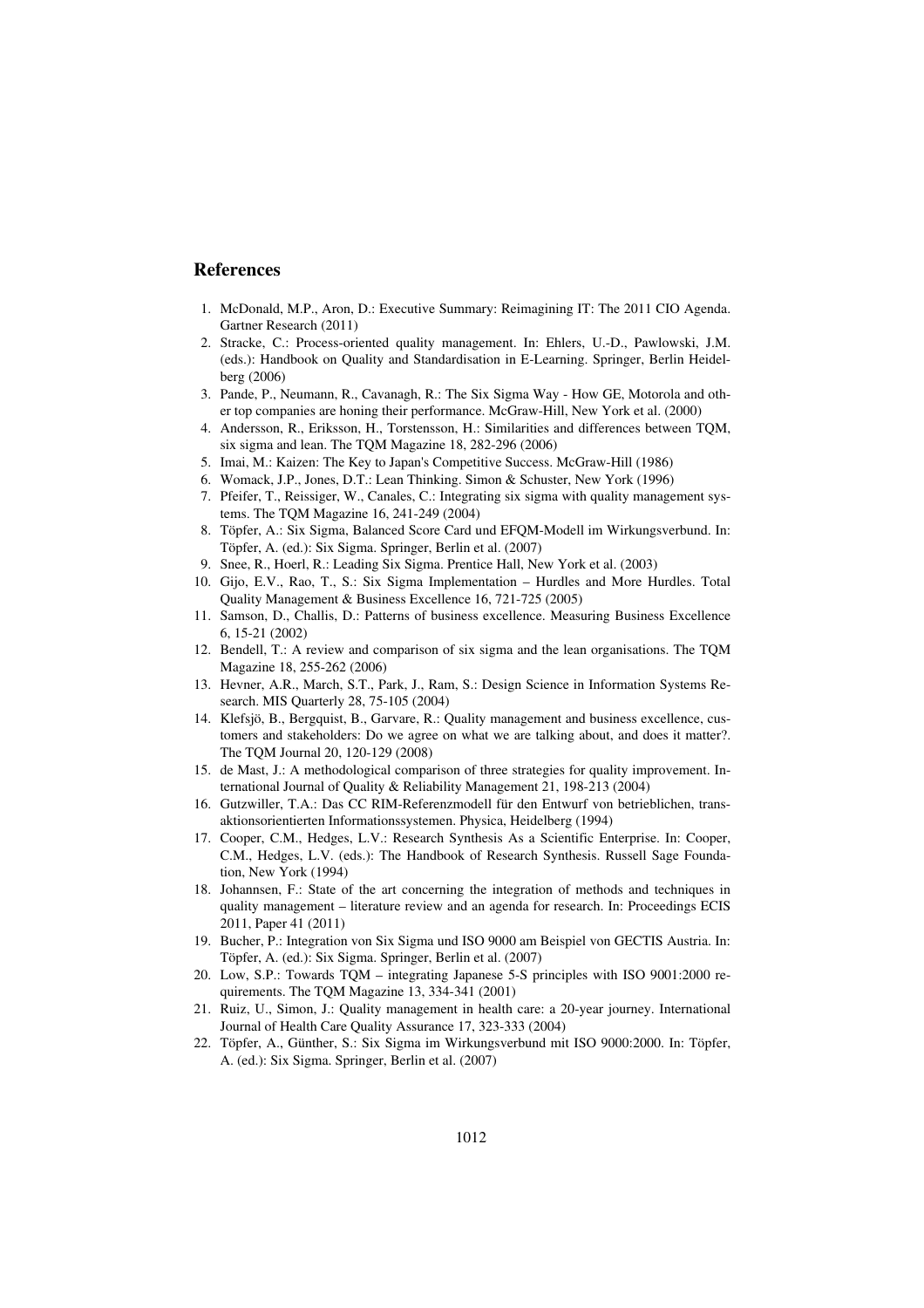## References

1. McDonald, M.P., Aron, D.: Executive Summary: Reimagining IT: The 2011 CIO Agenda. Gartner Research (2011)
2. Stracke, C.: Process-oriented quality management. In: Ehlers, U.-D., Pawlowski, J.M. (eds.): Handbook on Quality and Standardisation in E-Learning. Springer, Berlin Heidelberg (2006)
3. Pande, P., Neumann, R., Cavanagh, R.: The Six Sigma Way - How GE, Motorola and other top companies are honing their performance. McGraw-Hill, New York et al. (2000)
4. Andersson, R., Eriksson, H., Torstensson, H.: Similarities and differences between TQM, six sigma and lean. The TQM Magazine 18, 282-296 (2006)
5. Imai, M.: Kaizen: The Key to Japan's Competitive Success. McGraw-Hill (1986)
6. Womack, J.P., Jones, D.T.: Lean Thinking. Simon & Schuster, New York (1996)
7. Pfeifer, T., Reissiger, W., Canales, C.: Integrating six sigma with quality management systems. The TQM Magazine 16, 241-249 (2004)
8. Töpfer, A.: Six Sigma, Balanced Score Card und EFQM-Modell im Wirkungsverbund. In: Töpfer, A. (ed.): Six Sigma. Springer, Berlin et al. (2007)
9. Snee, R., Hoerl, R.: Leading Six Sigma. Prentice Hall, New York et al. (2003)
10. Gijo, E.V., Rao, T., S.: Six Sigma Implementation – Hurdles and More Hurdles. Total Quality Management & Business Excellence 16, 721-725 (2005)
11. Samson, D., Challis, D.: Patterns of business excellence. Measuring Business Excellence 6, 15-21 (2002)
12. Bendell, T.: A review and comparison of six sigma and the lean organisations. The TQM Magazine 18, 255-262 (2006)
13. Hevner, A.R., March, S.T., Park, J., Ram, S.: Design Science in Information Systems Research. MIS Quarterly 28, 75-105 (2004)
14. Klefsjö, B., Bergquist, B., Garvare, R.: Quality management and business excellence, customers and stakeholders: Do we agree on what we are talking about, and does it matter?. The TQM Journal 20, 120-129 (2008)
15. de Mast, J.: A methodological comparison of three strategies for quality improvement. International Journal of Quality & Reliability Management 21, 198-213 (2004)
16. Gutzwiller, T.A.: Das CC RIM-Referenzmodell für den Entwurf von betrieblichen, transaktionsorientierten Informationssystemen. Physica, Heidelberg (1994)
17. Cooper, C.M., Hedges, L.V.: Research Synthesis As a Scientific Enterprise. In: Cooper, C.M., Hedges, L.V. (eds.): The Handbook of Research Synthesis. Russell Sage Foundation, New York (1994)
18. Johannsen, F.: State of the art concerning the integration of methods and techniques in quality management – literature review and an agenda for research. In: Proceedings ECIS 2011, Paper 41 (2011)
19. Bucher, P.: Integration von Six Sigma und ISO 9000 am Beispiel von GECTIS Austria. In: Töpfer, A. (ed.): Six Sigma. Springer, Berlin et al. (2007)
20. Low, S.P.: Towards TQM – integrating Japanese 5-S principles with ISO 9001:2000 requirements. The TQM Magazine 13, 334-341 (2001)
21. Ruiz, U., Simon, J.: Quality management in health care: a 20-year journey. International Journal of Health Care Quality Assurance 17, 323-333 (2004)
22. Töpfer, A., Günther, S.: Six Sigma im Wirkungsverbund mit ISO 9000:2000. In: Töpfer, A. (ed.): Six Sigma. Springer, Berlin et al. (2007)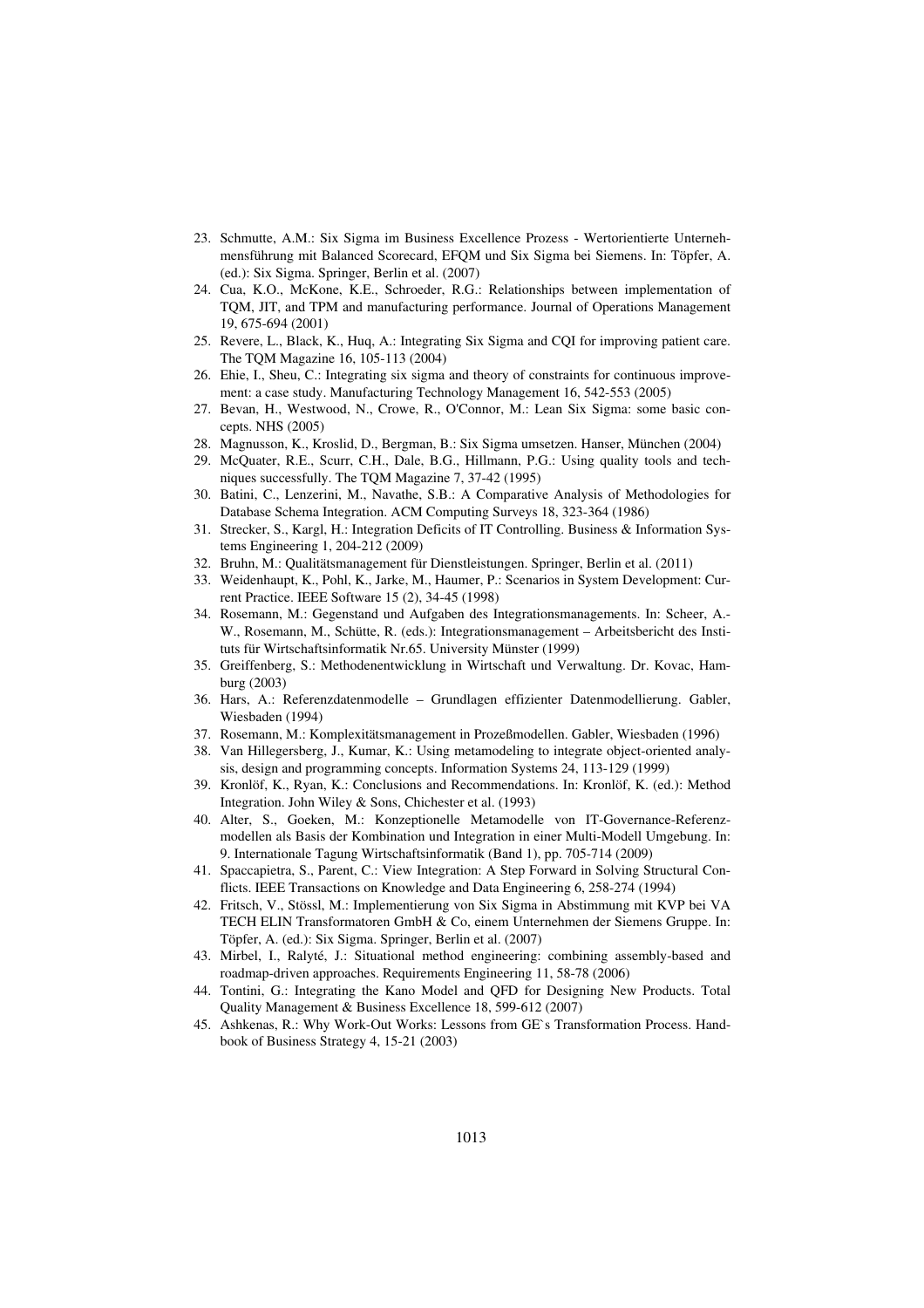23. Schmutte, A.M.: Six Sigma im Business Excellence Prozess - Wertorientierte Unternehmensführung mit Balanced Scorecard, EFQM und Six Sigma bei Siemens. In: Töpfer, A. (ed.): Six Sigma. Springer, Berlin et al. (2007)
24. Cua, K.O., McKone, K.E., Schroeder, R.G.: Relationships between implementation of TQM, JIT, and TPM and manufacturing performance. Journal of Operations Management 19, 675-694 (2001)
25. Revere, L., Black, K., Huq, A.: Integrating Six Sigma and CQI for improving patient care. The TQM Magazine 16, 105-113 (2004)
26. Ehie, I., Sheu, C.: Integrating six sigma and theory of constraints for continuous improvement: a case study. Manufacturing Technology Management 16, 542-553 (2005)
27. Bevan, H., Westwood, N., Crowe, R., O'Connor, M.: Lean Six Sigma: some basic concepts. NHS (2005)
28. Magnusson, K., Kroslid, D., Bergman, B.: Six Sigma umsetzen. Hanser, München (2004)
29. McQuater, R.E., Scurr, C.H., Dale, B.G., Hillmann, P.G.: Using quality tools and techniques successfully. The TQM Magazine 7, 37-42 (1995)
30. Batini, C., Lenzerini, M., Navathe, S.B.: A Comparative Analysis of Methodologies for Database Schema Integration. ACM Computing Surveys 18, 323-364 (1986)
31. Strecker, S., Kargl, H.: Integration Deficits of IT Controlling. Business & Information Systems Engineering 1, 204-212 (2009)
32. Bruhn, M.: Qualitätsmanagement für Dienstleistungen. Springer, Berlin et al. (2011)
33. Weidenhaupt, K., Pohl, K., Jarke, M., Haumer, P.: Scenarios in System Development: Current Practice. IEEE Software 15 (2), 34-45 (1998)
34. Rosemann, M.: Gegenstand und Aufgaben des Integrationsmanagements. In: Scheer, A.-W., Rosemann, M., Schütte, R. (eds.): Integrationsmanagement – Arbeitsbericht des Instituts für Wirtschaftsinformatik Nr.65. University Münster (1999)
35. Greiffenberg, S.: Methodenentwicklung in Wirtschaft und Verwaltung. Dr. Kovac, Hamburg (2003)
36. Hars, A.: Referenzdatenmodelle – Grundlagen effizienter Datenmodellierung. Gabler, Wiesbaden (1994)
37. Rosemann, M.: Komplexitätsmanagement in Prozeßmodellen. Gabler, Wiesbaden (1996)
38. Van Hillegersberg, J., Kumar, K.: Using metamodeling to integrate object-oriented analysis, design and programming concepts. Information Systems 24, 113-129 (1999)
39. Kronlöf, K., Ryan, K.: Conclusions and Recommendations. In: Kronlöf, K. (ed.): Method Integration. John Wiley & Sons, Chichester et al. (1993)
40. Alter, S., Goeken, M.: Konzeptionelle Metamodelle von IT-Governance-Referenzmodellen als Basis der Kombination und Integration in einer Multi-Modell Umgebung. In: 9. Internationale Tagung Wirtschaftsinformatik (Band 1), pp. 705-714 (2009)
41. Spaccapietra, S., Parent, C.: View Integration: A Step Forward in Solving Structural Conflicts. IEEE Transactions on Knowledge and Data Engineering 6, 258-274 (1994)
42. Fritsch, V., Stössl, M.: Implementierung von Six Sigma in Abstimmung mit KVP bei VA TECH ELIN Transformatoren GmbH & Co, einem Unternehmen der Siemens Gruppe. In: Töpfer, A. (ed.): Six Sigma. Springer, Berlin et al. (2007)
43. Mirbel, I., Ralyté, J.: Situational method engineering: combining assembly-based and roadmap-driven approaches. Requirements Engineering 11, 58-78 (2006)
44. Tontini, G.: Integrating the Kano Model and QFD for Designing New Products. Total Quality Management & Business Excellence 18, 599-612 (2007)
45. Ashkenas, R.: Why Work-Out Works: Lessons from GE`s Transformation Process. Handbook of Business Strategy 4, 15-21 (2003)